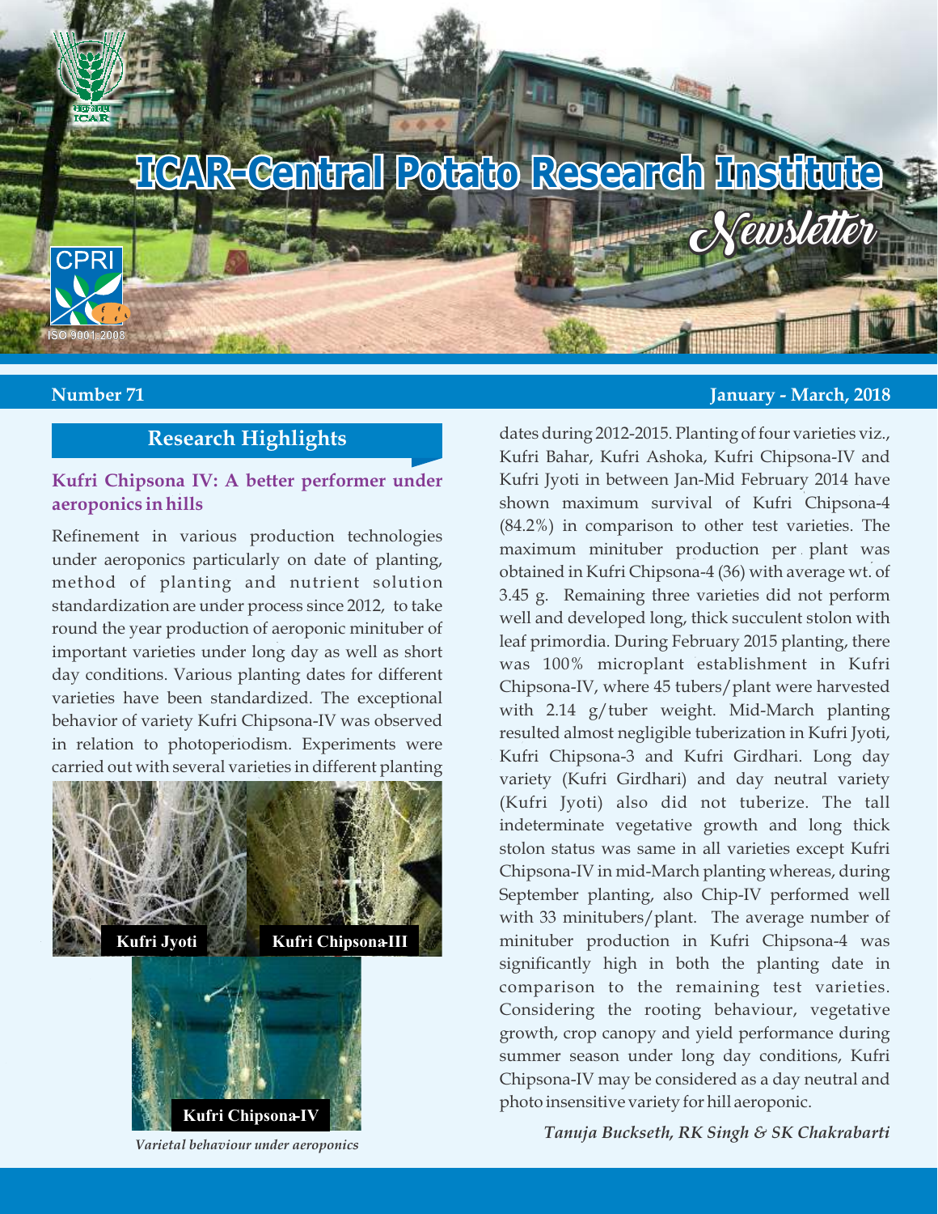# ICAR-Central Potato Research Institute Newsletter

**Number 71** **January - March, 2018**

## Research Highlights

### Kufri Chipsona IV: A better performer under aeroponics in hills

Refinement in various production technologies under aeroponics particularly on date of planting, method of planting and nutrient solution standardization are under process since 2012, to take round the year production of aeroponic minituber of important varieties under long day as well as short day conditions. Various planting dates for different varieties have been standardized. The exceptional behavior of variety Kufri Chipsona-IV was observed in relation to photoperiodism. Experiments were carried out with several varieties in different planting dates during 2012-2015. Planting of four varieties viz., Kufri Bahar, Kufri Ashoka, Kufri Chipsona-IV and Kufri Jyoti in between Jan-Mid February 2014 have shown maximum survival of Kufri Chipsona-4 (84.2%) in comparison to other test varieties. The maximum minituber production per plant was obtained in Kufri Chipsona-4 (36) with average wt. of 3.45 g. Remaining three varieties did not perform well and developed long, thick succulent stolon with leaf primordia. During February 2015 planting, there was 100% microplant establishment in Kufri Chipsona-IV, where 45 tubers/plant were harvested with 2.14 g/tuber weight. Mid-March planting resulted almost negligible tuberization in Kufri Jyoti, Kufri Chipsona-3 and Kufri Girdhari. Long day variety (Kufri Girdhari) and day neutral variety (Kufri Jyoti) also did not tuberize. The tall indeterminate vegetative growth and long thick stolon status was same in all varieties except Kufri Chipsona-IV in mid-March planting whereas, during September planting, also Chip-IV performed well with 33 minitubers/plant. The average number of minituber production in Kufri Chipsona-4 was significantly high in both the planting date in comparison to the remaining test varieties. Considering the rooting behaviour, vegetative growth, crop canopy and yield performance during summer season under long day conditions, Kufri Chipsona-IV may be considered as a day neutral and photo insensitive variety for hill aeroponic.

Kufri Jyoti | Kufri Chipsona-III | Kufri Chipsona-IV

*Varietal behaviour under aeroponics*

*Tanuja Buckseth, RK Singh & SK Chakrabarti*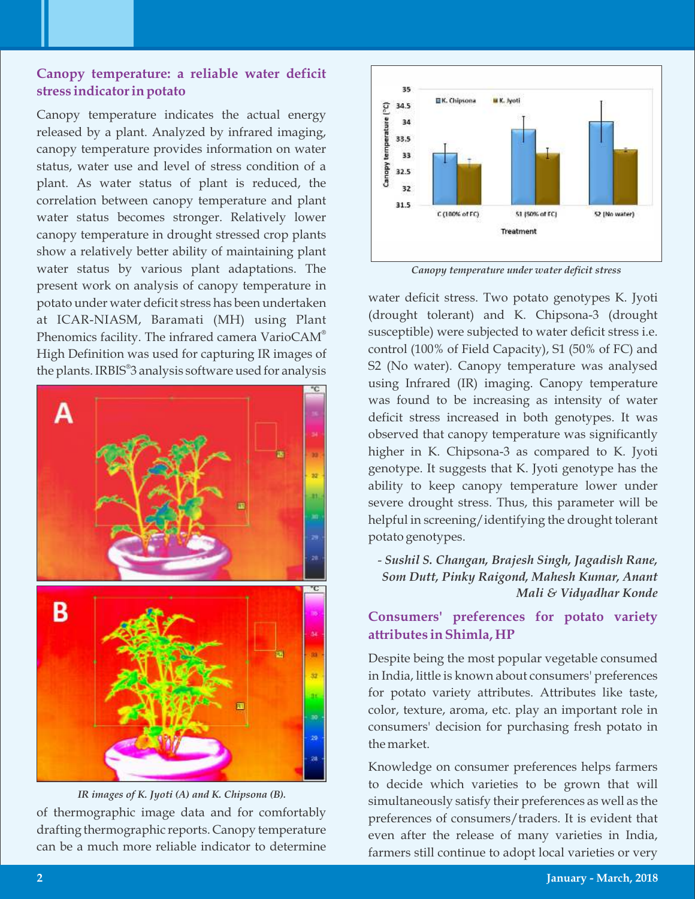### Canopy temperature: a reliable water deficit stress indicator in potato

Canopy temperature indicates the actual energy released by a plant. Analyzed by infrared imaging, canopy temperature provides information on water status, water use and level of stress condition of a plant. As water status of plant is reduced, the correlation between canopy temperature and plant water status becomes stronger. Relatively lower canopy temperature in drought stressed crop plants show a relatively better ability of maintaining plant water status by various plant adaptations. The present work on analysis of canopy temperature in potato under water deficit stress has been undertaken at ICAR-NIASM, Baramati (MH) using Plant Phenomics facility. The infrared camera VarioCAM® High Definition was used for capturing IR images of the plants. IRBIS®3 analysis software used for analysis

*IR images of K. Jyoti (A) and K. Chipsona (B).*

of thermographic image data and for comfortably drafting thermographic reports. Canopy temperature can be a much more reliable indicator to determine

*Canopy temperature under water deficit stress*

water deficit stress. Two potato genotypes K. Jyoti (drought tolerant) and K. Chipsona-3 (drought susceptible) were subjected to water deficit stress i.e. control (100% of Field Capacity), S1 (50% of FC) and S2 (No water). Canopy temperature was analysed using Infrared (IR) imaging. Canopy temperature was found to be increasing as intensity of water deficit stress increased in both genotypes. It was observed that canopy temperature was significantly higher in K. Chipsona-3 as compared to K. Jyoti genotype. It suggests that K. Jyoti genotype has the ability to keep canopy temperature lower under severe drought stress. Thus, this parameter will be helpful in screening/identifying the drought tolerant potato genotypes.

*- Sushil S. Changan, Brajesh Singh, Jagadish Rane, Som Dutt, Pinky Raigond, Mahesh Kumar, Anant Mali & Vidyadhar Konde*

### Consumers' preferences for potato variety attributes in Shimla, HP

Despite being the most popular vegetable consumed in India, little is known about consumers' preferences for potato variety attributes. Attributes like taste, color, texture, aroma, etc. play an important role in consumers' decision for purchasing fresh potato in the market.

Knowledge on consumer preferences helps farmers to decide which varieties to be grown that will simultaneously satisfy their preferences as well as the preferences of consumers/traders. It is evident that even after the release of many varieties in India, farmers still continue to adopt local varieties or very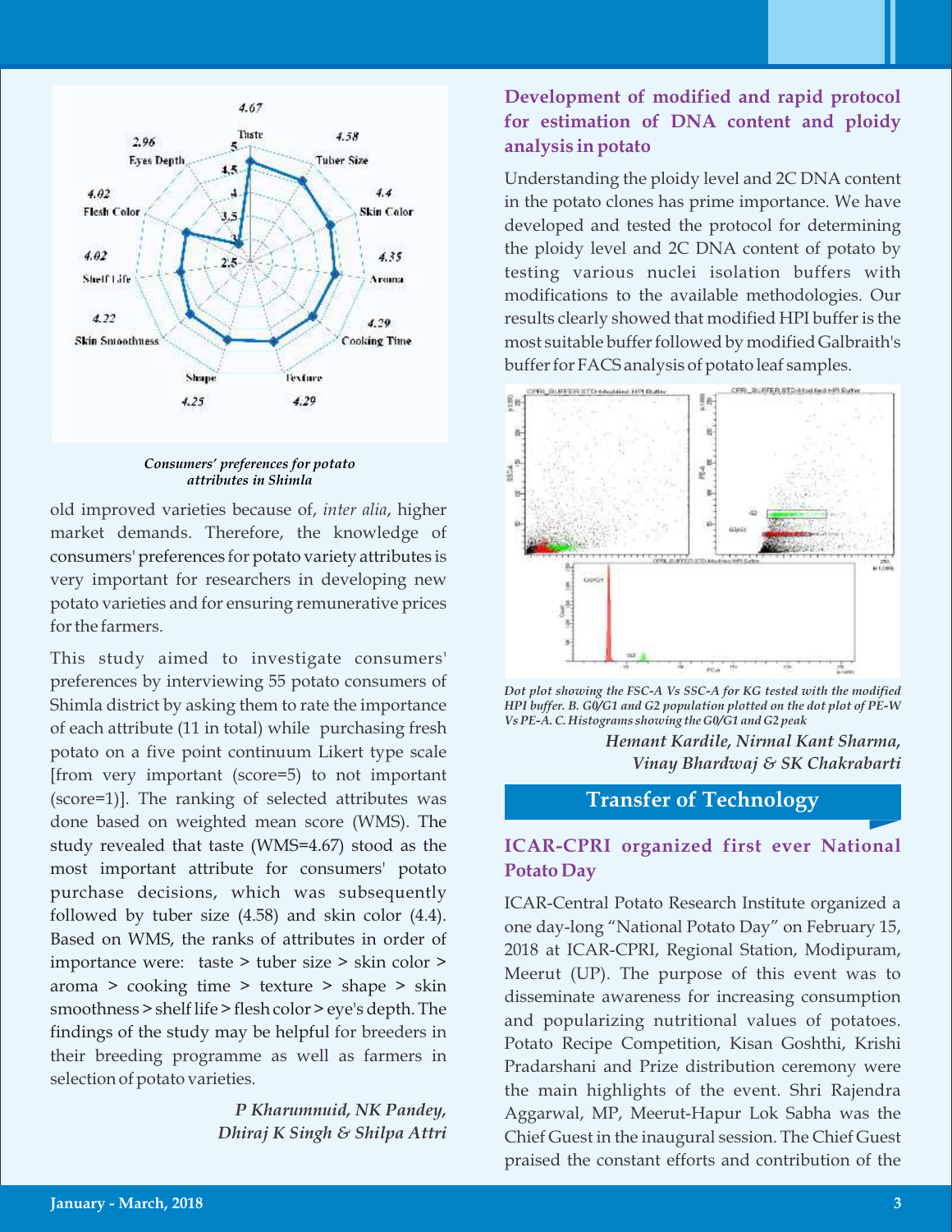*Consumers' preferences for potato attributes in Shimla*

old improved varieties because of, *inter alia*, higher market demands. Therefore, the knowledge of consumers' preferences for potato variety attributes is very important for researchers in developing new potato varieties and for ensuring remunerative prices for the farmers.

This study aimed to investigate consumers' preferences by interviewing 55 potato consumers of Shimla district by asking them to rate the importance of each attribute (11 in total) while purchasing fresh potato on a five point continuum Likert type scale [from very important (score=5) to not important (score=1)]. The ranking of selected attributes was done based on weighted mean score (WMS). The study revealed that taste (WMS=4.67) stood as the most important attribute for consumers' potato purchase decisions, which was subsequently followed by tuber size (4.58) and skin color (4.4). Based on WMS, the ranks of attributes in order of importance were: taste > tuber size > skin color > aroma > cooking time > texture > shape > skin smoothness > shelf life > flesh color > eye's depth. The findings of the study may be helpful for breeders in their breeding programme as well as farmers in selection of potato varieties.

***P Kharumnuid, NK Pandey, Dhiraj K Singh & Shilpa Attri***

## Development of modified and rapid protocol for estimation of DNA content and ploidy analysis in potato

Understanding the ploidy level and 2C DNA content in the potato clones has prime importance. We have developed and tested the protocol for determining the ploidy level and 2C DNA content of potato by testing various nuclei isolation buffers with modifications to the available methodologies. Our results clearly showed that modified HPI buffer is the most suitable buffer followed by modified Galbraith's buffer for FACS analysis of potato leaf samples.

*Dot plot showing the FSC-A Vs SSC-A for KG tested with the modified HPI buffer. B. G0/G1 and G2 population plotted on the dot plot of PE-W Vs PE-A. C. Histograms showing the G0/G1 and G2 peak*

***Hemant Kardile, Nirmal Kant Sharma, Vinay Bhardwaj & SK Chakrabarti***

# Transfer of Technology

## ICAR-CPRI organized first ever National Potato Day

ICAR-Central Potato Research Institute organized a one day-long "National Potato Day" on February 15, 2018 at ICAR-CPRI, Regional Station, Modipuram, Meerut (UP). The purpose of this event was to disseminate awareness for increasing consumption and popularizing nutritional values of potatoes. Potato Recipe Competition, Kisan Goshthi, Krishi Pradarshani and Prize distribution ceremony were the main highlights of the event. Shri Rajendra Aggarwal, MP, Meerut-Hapur Lok Sabha was the Chief Guest in the inaugural session. The Chief Guest praised the constant efforts and contribution of the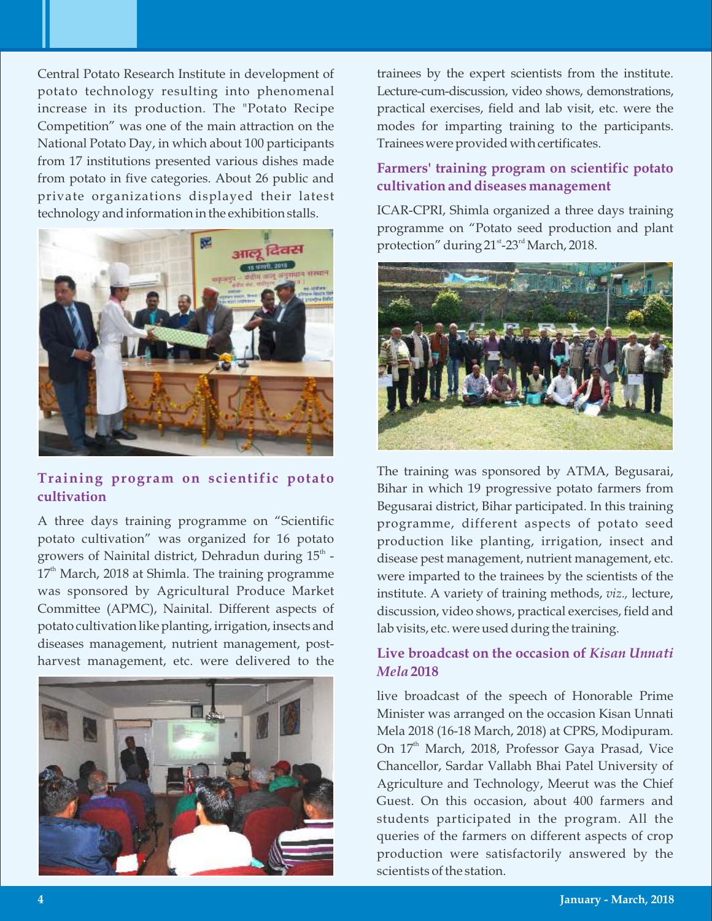Central Potato Research Institute in development of potato technology resulting into phenomenal increase in its production. The "Potato Recipe Competition" was one of the main attraction on the National Potato Day, in which about 100 participants from 17 institutions presented various dishes made from potato in five categories. About 26 public and private organizations displayed their latest technology and information in the exhibition stalls.

## Training program on scientific potato cultivation

A three days training programme on "Scientific potato cultivation" was organized for 16 potato growers of Nainital district, Dehradun during 15[th] - 17[th] March, 2018 at Shimla. The training programme was sponsored by Agricultural Produce Market Committee (APMC), Nainital. Different aspects of potato cultivation like planting, irrigation, insects and diseases management, nutrient management, post-harvest management, etc. were delivered to the trainees by the expert scientists from the institute. Lecture-cum-discussion, video shows, demonstrations, practical exercises, field and lab visit, etc. were the modes for imparting training to the participants. Trainees were provided with certificates.

## Farmers' training program on scientific potato cultivation and diseases management

ICAR-CPRI, Shimla organized a three days training programme on "Potato seed production and plant protection" during 21[st]-23[rd] March, 2018.

The training was sponsored by ATMA, Begusarai, Bihar in which 19 progressive potato farmers from Begusarai district, Bihar participated. In this training programme, different aspects of potato seed production like planting, irrigation, insect and disease pest management, nutrient management, etc. were imparted to the trainees by the scientists of the institute. A variety of training methods, *viz.,* lecture, discussion, video shows, practical exercises, field and lab visits, etc. were used during the training.

## Live broadcast on the occasion of *Kisan Unnati Mela* 2018

live broadcast of the speech of Honorable Prime Minister was arranged on the occasion Kisan Unnati Mela 2018 (16-18 March, 2018) at CPRS, Modipuram. On 17[th] March, 2018, Professor Gaya Prasad, Vice Chancellor, Sardar Vallabh Bhai Patel University of Agriculture and Technology, Meerut was the Chief Guest. On this occasion, about 400 farmers and students participated in the program. All the queries of the farmers on different aspects of crop production were satisfactorily answered by the scientists of the station.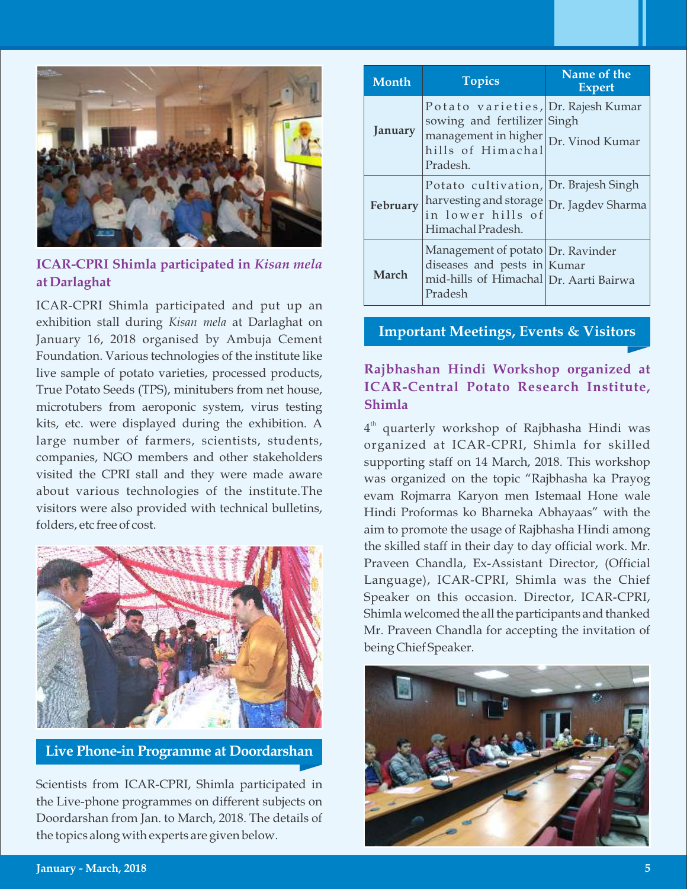## ICAR-CPRI Shimla participated in *Kisan mela* at Darlaghat

ICAR-CPRI Shimla participated and put up an exhibition stall during *Kisan mela* at Darlaghat on January 16, 2018 organised by Ambuja Cement Foundation. Various technologies of the institute like live sample of potato varieties, processed products, True Potato Seeds (TPS), minitubers from net house, microtubers from aeroponic system, virus testing kits, etc. were displayed during the exhibition. A large number of farmers, scientists, students, companies, NGO members and other stakeholders visited the CPRI stall and they were made aware about various technologies of the institute.The visitors were also provided with technical bulletins, folders, etc free of cost.

## Live Phone-in Programme at Doordarshan

Scientists from ICAR-CPRI, Shimla participated in the Live-phone programmes on different subjects on Doordarshan from Jan. to March, 2018. The details of the topics along with experts are given below.

| Month | Topics | Name of the Expert |
|---|---|---|
| January | Potato varieties, sowing and fertilizer management in higher hills of Himachal Pradesh. | Dr. Rajesh Kumar Singh<br>Dr. Vinod Kumar |
| February | Potato cultivation, harvesting and storage in lower hills of Himachal Pradesh. | Dr. Brajesh Singh<br>Dr. Jagdev Sharma |
| March | Management of potato diseases and pests in mid-hills of Himachal Pradesh | Dr. Ravinder Kumar<br>Dr. Aarti Bairwa |

## Important Meetings, Events & Visitors

### Rajbhashan Hindi Workshop organized at ICAR-Central Potato Research Institute, Shimla

4th quarterly workshop of Rajbhasha Hindi was organized at ICAR-CPRI, Shimla for skilled supporting staff on 14 March, 2018. This workshop was organized on the topic "Rajbhasha ka Prayog evam Rojmarra Karyon men Istemaal Hone wale Hindi Proformas ko Bharneka Abhayaas" with the aim to promote the usage of Rajbhasha Hindi among the skilled staff in their day to day official work. Mr. Praveen Chandla, Ex-Assistant Director, (Official Language), ICAR-CPRI, Shimla was the Chief Speaker on this occasion. Director, ICAR-CPRI, Shimla welcomed the all the participants and thanked Mr. Praveen Chandla for accepting the invitation of being Chief Speaker.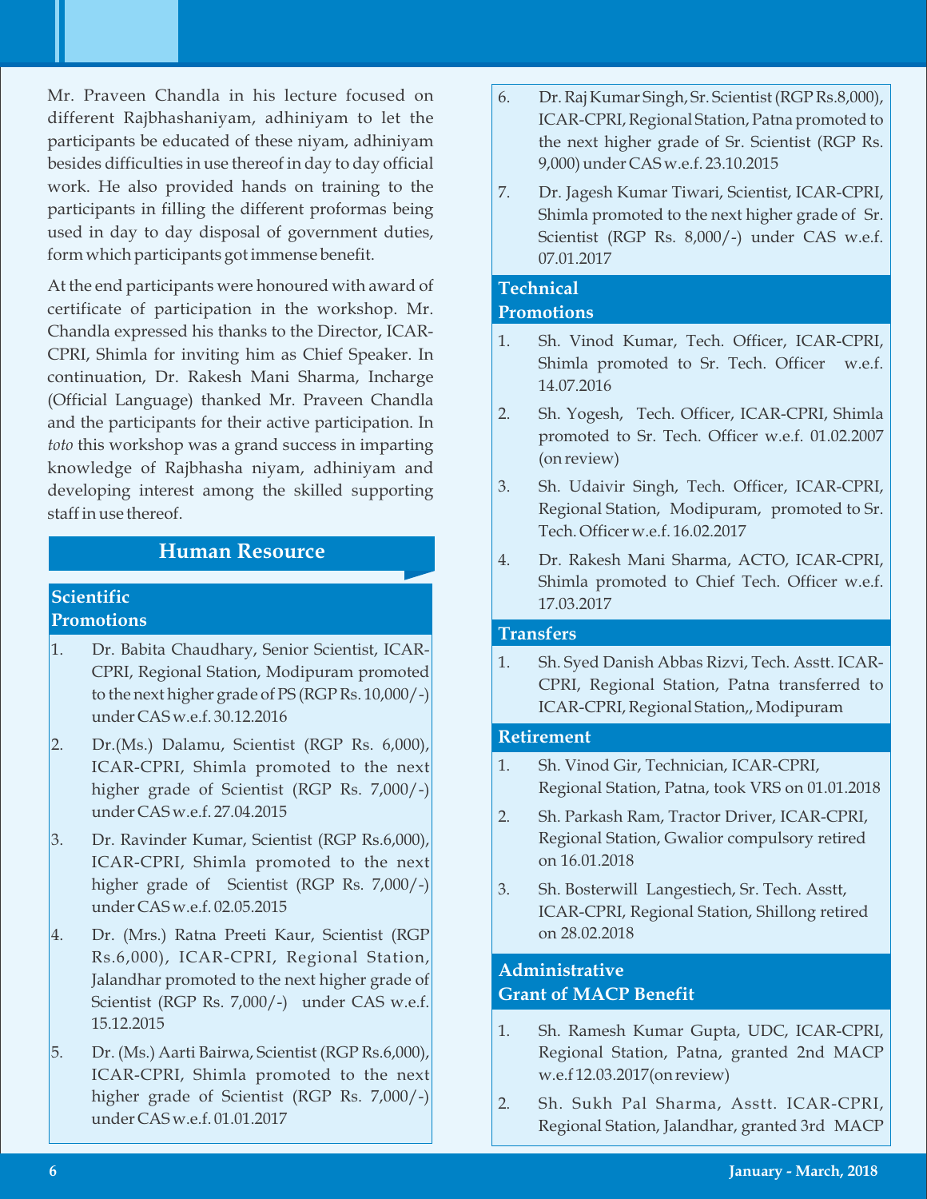Mr. Praveen Chandla in his lecture focused on different Rajbhashaniyam, adhiniyam to let the participants be educated of these niyam, adhiniyam besides difficulties in use thereof in day to day official work. He also provided hands on training to the participants in filling the different proformas being used in day to day disposal of government duties, form which participants got immense benefit.

At the end participants were honoured with award of certificate of participation in the workshop. Mr. Chandla expressed his thanks to the Director, ICAR-CPRI, Shimla for inviting him as Chief Speaker. In continuation, Dr. Rakesh Mani Sharma, Incharge (Official Language) thanked Mr. Praveen Chandla and the participants for their active participation. In *toto* this workshop was a grand success in imparting knowledge of Rajbhasha niyam, adhiniyam and developing interest among the skilled supporting staff in use thereof.

## Human Resource

### Scientific Promotions

1. Dr. Babita Chaudhary, Senior Scientist, ICAR-CPRI, Regional Station, Modipuram promoted to the next higher grade of PS (RGP Rs. 10,000/-) under CAS w.e.f. 30.12.2016
2. Dr.(Ms.) Dalamu, Scientist (RGP Rs. 6,000), ICAR-CPRI, Shimla promoted to the next higher grade of Scientist (RGP Rs. 7,000/-) under CAS w.e.f. 27.04.2015
3. Dr. Ravinder Kumar, Scientist (RGP Rs.6,000), ICAR-CPRI, Shimla promoted to the next higher grade of Scientist (RGP Rs. 7,000/-) under CAS w.e.f. 02.05.2015
4. Dr. (Mrs.) Ratna Preeti Kaur, Scientist (RGP Rs.6,000), ICAR-CPRI, Regional Station, Jalandhar promoted to the next higher grade of Scientist (RGP Rs. 7,000/-) under CAS w.e.f. 15.12.2015
5. Dr. (Ms.) Aarti Bairwa, Scientist (RGP Rs.6,000), ICAR-CPRI, Shimla promoted to the next higher grade of Scientist (RGP Rs. 7,000/-) under CAS w.e.f. 01.01.2017
6. Dr. Raj Kumar Singh, Sr. Scientist (RGP Rs.8,000), ICAR-CPRI, Regional Station, Patna promoted to the next higher grade of Sr. Scientist (RGP Rs. 9,000) under CAS w.e.f. 23.10.2015
7. Dr. Jagesh Kumar Tiwari, Scientist, ICAR-CPRI, Shimla promoted to the next higher grade of Sr. Scientist (RGP Rs. 8,000/-) under CAS w.e.f. 07.01.2017

### Technical Promotions

1. Sh. Vinod Kumar, Tech. Officer, ICAR-CPRI, Shimla promoted to Sr. Tech. Officer w.e.f. 14.07.2016
2. Sh. Yogesh, Tech. Officer, ICAR-CPRI, Shimla promoted to Sr. Tech. Officer w.e.f. 01.02.2007 (on review)
3. Sh. Udaivir Singh, Tech. Officer, ICAR-CPRI, Regional Station, Modipuram, promoted to Sr. Tech. Officer w.e.f. 16.02.2017
4. Dr. Rakesh Mani Sharma, ACTO, ICAR-CPRI, Shimla promoted to Chief Tech. Officer w.e.f. 17.03.2017

### Transfers

1. Sh. Syed Danish Abbas Rizvi, Tech. Asstt. ICAR-CPRI, Regional Station, Patna transferred to ICAR-CPRI, Regional Station,, Modipuram

### Retirement

1. Sh. Vinod Gir, Technician, ICAR-CPRI, Regional Station, Patna, took VRS on 01.01.2018
2. Sh. Parkash Ram, Tractor Driver, ICAR-CPRI, Regional Station, Gwalior compulsory retired on 16.01.2018
3. Sh. Bosterwill Langestiech, Sr. Tech. Asstt, ICAR-CPRI, Regional Station, Shillong retired on 28.02.2018

### Administrative Grant of MACP Benefit

1. Sh. Ramesh Kumar Gupta, UDC, ICAR-CPRI, Regional Station, Patna, granted 2nd MACP w.e.f 12.03.2017(on review)
2. Sh. Sukh Pal Sharma, Asstt. ICAR-CPRI, Regional Station, Jalandhar, granted 3rd MACP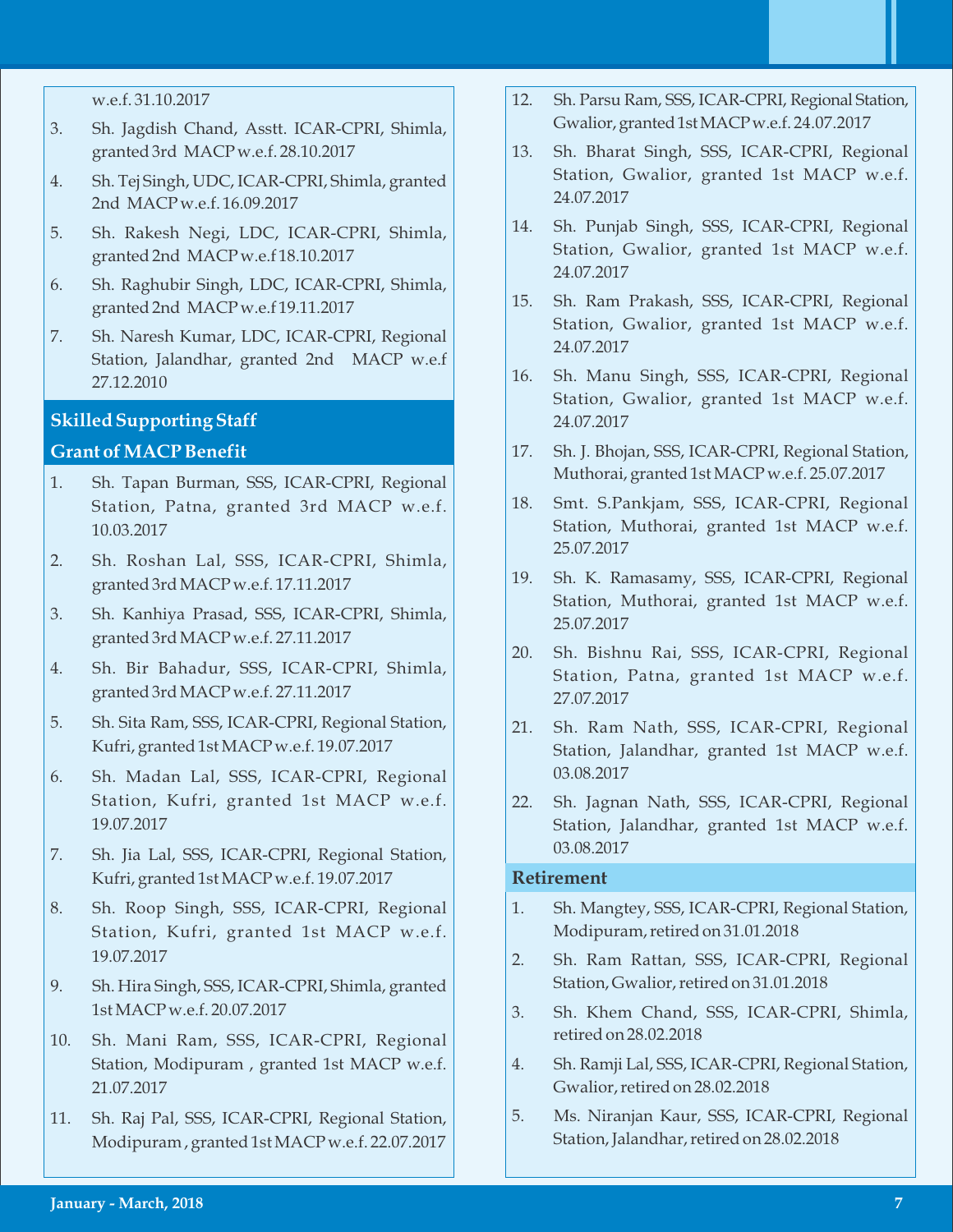w.e.f. 31.10.2017

3. Sh. Jagdish Chand, Asstt. ICAR-CPRI, Shimla, granted 3rd MACP w.e.f. 28.10.2017
4. Sh. Tej Singh, UDC, ICAR-CPRI, Shimla, granted 2nd MACP w.e.f. 16.09.2017
5. Sh. Rakesh Negi, LDC, ICAR-CPRI, Shimla, granted 2nd MACP w.e.f 18.10.2017
6. Sh. Raghubir Singh, LDC, ICAR-CPRI, Shimla, granted 2nd MACP w.e.f 19.11.2017
7. Sh. Naresh Kumar, LDC, ICAR-CPRI, Regional Station, Jalandhar, granted 2nd MACP w.e.f 27.12.2010

## Skilled Supporting Staff

### Grant of MACP Benefit

1. Sh. Tapan Burman, SSS, ICAR-CPRI, Regional Station, Patna, granted 3rd MACP w.e.f. 10.03.2017
2. Sh. Roshan Lal, SSS, ICAR-CPRI, Shimla, granted 3rd MACP w.e.f. 17.11.2017
3. Sh. Kanhiya Prasad, SSS, ICAR-CPRI, Shimla, granted 3rd MACP w.e.f. 27.11.2017
4. Sh. Bir Bahadur, SSS, ICAR-CPRI, Shimla, granted 3rd MACP w.e.f. 27.11.2017
5. Sh. Sita Ram, SSS, ICAR-CPRI, Regional Station, Kufri, granted 1st MACP w.e.f. 19.07.2017
6. Sh. Madan Lal, SSS, ICAR-CPRI, Regional Station, Kufri, granted 1st MACP w.e.f. 19.07.2017
7. Sh. Jia Lal, SSS, ICAR-CPRI, Regional Station, Kufri, granted 1st MACP w.e.f. 19.07.2017
8. Sh. Roop Singh, SSS, ICAR-CPRI, Regional Station, Kufri, granted 1st MACP w.e.f. 19.07.2017
9. Sh. Hira Singh, SSS, ICAR-CPRI, Shimla, granted 1st MACP w.e.f. 20.07.2017
10. Sh. Mani Ram, SSS, ICAR-CPRI, Regional Station, Modipuram , granted 1st MACP w.e.f. 21.07.2017
11. Sh. Raj Pal, SSS, ICAR-CPRI, Regional Station, Modipuram , granted 1st MACP w.e.f. 22.07.2017
12. Sh. Parsu Ram, SSS, ICAR-CPRI, Regional Station, Gwalior, granted 1st MACP w.e.f. 24.07.2017
13. Sh. Bharat Singh, SSS, ICAR-CPRI, Regional Station, Gwalior, granted 1st MACP w.e.f. 24.07.2017
14. Sh. Punjab Singh, SSS, ICAR-CPRI, Regional Station, Gwalior, granted 1st MACP w.e.f. 24.07.2017
15. Sh. Ram Prakash, SSS, ICAR-CPRI, Regional Station, Gwalior, granted 1st MACP w.e.f. 24.07.2017
16. Sh. Manu Singh, SSS, ICAR-CPRI, Regional Station, Gwalior, granted 1st MACP w.e.f. 24.07.2017
17. Sh. J. Bhojan, SSS, ICAR-CPRI, Regional Station, Muthorai, granted 1st MACP w.e.f. 25.07.2017
18. Smt. S.Pankjam, SSS, ICAR-CPRI, Regional Station, Muthorai, granted 1st MACP w.e.f. 25.07.2017
19. Sh. K. Ramasamy, SSS, ICAR-CPRI, Regional Station, Muthorai, granted 1st MACP w.e.f. 25.07.2017
20. Sh. Bishnu Rai, SSS, ICAR-CPRI, Regional Station, Patna, granted 1st MACP w.e.f. 27.07.2017
21. Sh. Ram Nath, SSS, ICAR-CPRI, Regional Station, Jalandhar, granted 1st MACP w.e.f. 03.08.2017
22. Sh. Jagnan Nath, SSS, ICAR-CPRI, Regional Station, Jalandhar, granted 1st MACP w.e.f. 03.08.2017

### Retirement

1. Sh. Mangtey, SSS, ICAR-CPRI, Regional Station, Modipuram, retired on 31.01.2018
2. Sh. Ram Rattan, SSS, ICAR-CPRI, Regional Station, Gwalior, retired on 31.01.2018
3. Sh. Khem Chand, SSS, ICAR-CPRI, Shimla, retired on 28.02.2018
4. Sh. Ramji Lal, SSS, ICAR-CPRI, Regional Station, Gwalior, retired on 28.02.2018
5. Ms. Niranjan Kaur, SSS, ICAR-CPRI, Regional Station, Jalandhar, retired on 28.02.2018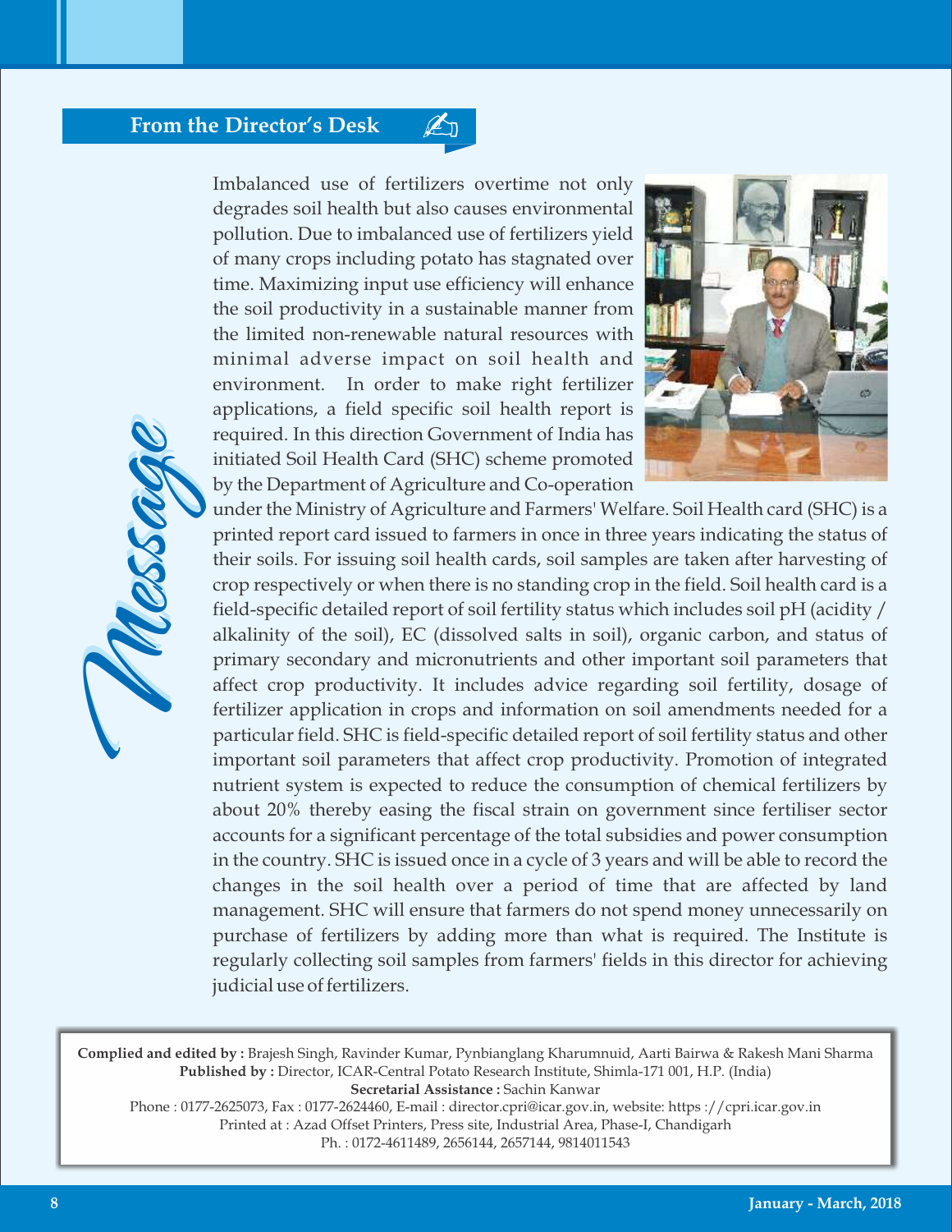## From the Director's Desk

*Message*

Imbalanced use of fertilizers overtime not only degrades soil health but also causes environmental pollution. Due to imbalanced use of fertilizers yield of many crops including potato has stagnated over time. Maximizing input use efficiency will enhance the soil productivity in a sustainable manner from the limited non-renewable natural resources with minimal adverse impact on soil health and environment. In order to make right fertilizer applications, a field specific soil health report is required. In this direction Government of India has initiated Soil Health Card (SHC) scheme promoted by the Department of Agriculture and Co-operation under the Ministry of Agriculture and Farmers' Welfare. Soil Health card (SHC) is a printed report card issued to farmers in once in three years indicating the status of their soils. For issuing soil health cards, soil samples are taken after harvesting of crop respectively or when there is no standing crop in the field. Soil health card is a field-specific detailed report of soil fertility status which includes soil pH (acidity / alkalinity of the soil), EC (dissolved salts in soil), organic carbon, and status of primary secondary and micronutrients and other important soil parameters that affect crop productivity. It includes advice regarding soil fertility, dosage of fertilizer application in crops and information on soil amendments needed for a particular field. SHC is field-specific detailed report of soil fertility status and other important soil parameters that affect crop productivity. Promotion of integrated nutrient system is expected to reduce the consumption of chemical fertilizers by about 20% thereby easing the fiscal strain on government since fertiliser sector accounts for a significant percentage of the total subsidies and power consumption in the country. SHC is issued once in a cycle of 3 years and will be able to record the changes in the soil health over a period of time that are affected by land management. SHC will ensure that farmers do not spend money unnecessarily on purchase of fertilizers by adding more than what is required. The Institute is regularly collecting soil samples from farmers' fields in this director for achieving judicial use of fertilizers.

---

**Complied and edited by :** Brajesh Singh, Ravinder Kumar, Pynbianglang Kharumnuid, Aarti Bairwa & Rakesh Mani Sharma
**Published by :** Director, ICAR-Central Potato Research Institute, Shimla-171 001, H.P. (India)
**Secretarial Assistance :** Sachin Kanwar
Phone : 0177-2625073, Fax : 0177-2624460, E-mail : director.cpri@icar.gov.in, website: https ://cpri.icar.gov.in
Printed at : Azad Offset Printers, Press site, Industrial Area, Phase-I, Chandigarh
Ph. : 0172-4611489, 2656144, 2657144, 9814011543